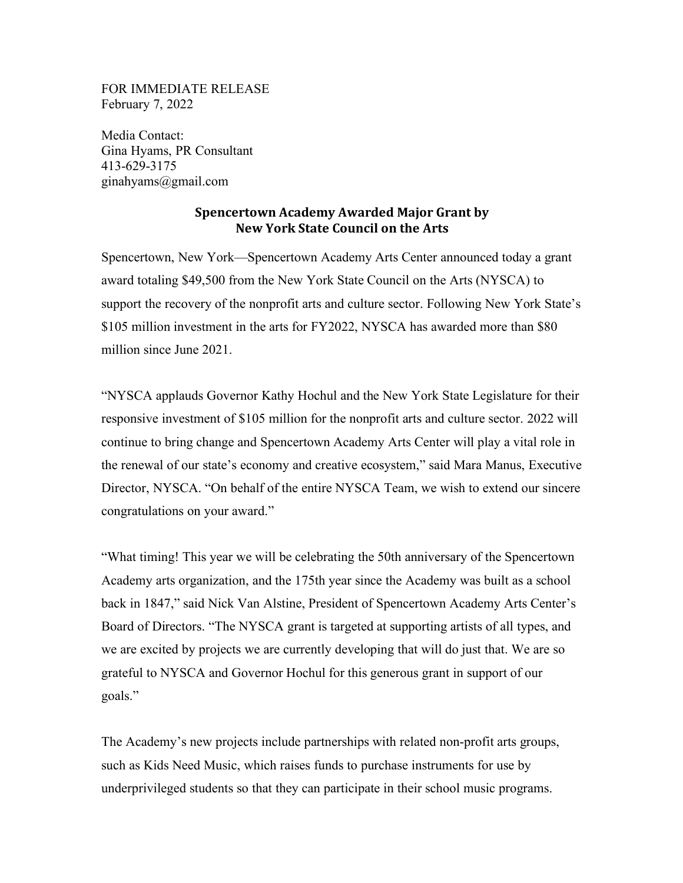FOR IMMEDIATE RELEASE
February 7, 2022

Media Contact:
Gina Hyams, PR Consultant
413-629-3175
ginahyams@gmail.com

# Spencertown Academy Awarded Major Grant by New York State Council on the Arts

Spencertown, New York—Spencertown Academy Arts Center announced today a grant award totaling $49,500 from the New York State Council on the Arts (NYSCA) to support the recovery of the nonprofit arts and culture sector. Following New York State's $105 million investment in the arts for FY2022, NYSCA has awarded more than $80 million since June 2021.

"NYSCA applauds Governor Kathy Hochul and the New York State Legislature for their responsive investment of $105 million for the nonprofit arts and culture sector. 2022 will continue to bring change and Spencertown Academy Arts Center will play a vital role in the renewal of our state's economy and creative ecosystem," said Mara Manus, Executive Director, NYSCA. "On behalf of the entire NYSCA Team, we wish to extend our sincere congratulations on your award."

"What timing! This year we will be celebrating the 50th anniversary of the Spencertown Academy arts organization, and the 175th year since the Academy was built as a school back in 1847," said Nick Van Alstine, President of Spencertown Academy Arts Center's Board of Directors. "The NYSCA grant is targeted at supporting artists of all types, and we are excited by projects we are currently developing that will do just that. We are so grateful to NYSCA and Governor Hochul for this generous grant in support of our goals."

The Academy's new projects include partnerships with related non-profit arts groups, such as Kids Need Music, which raises funds to purchase instruments for use by underprivileged students so that they can participate in their school music programs.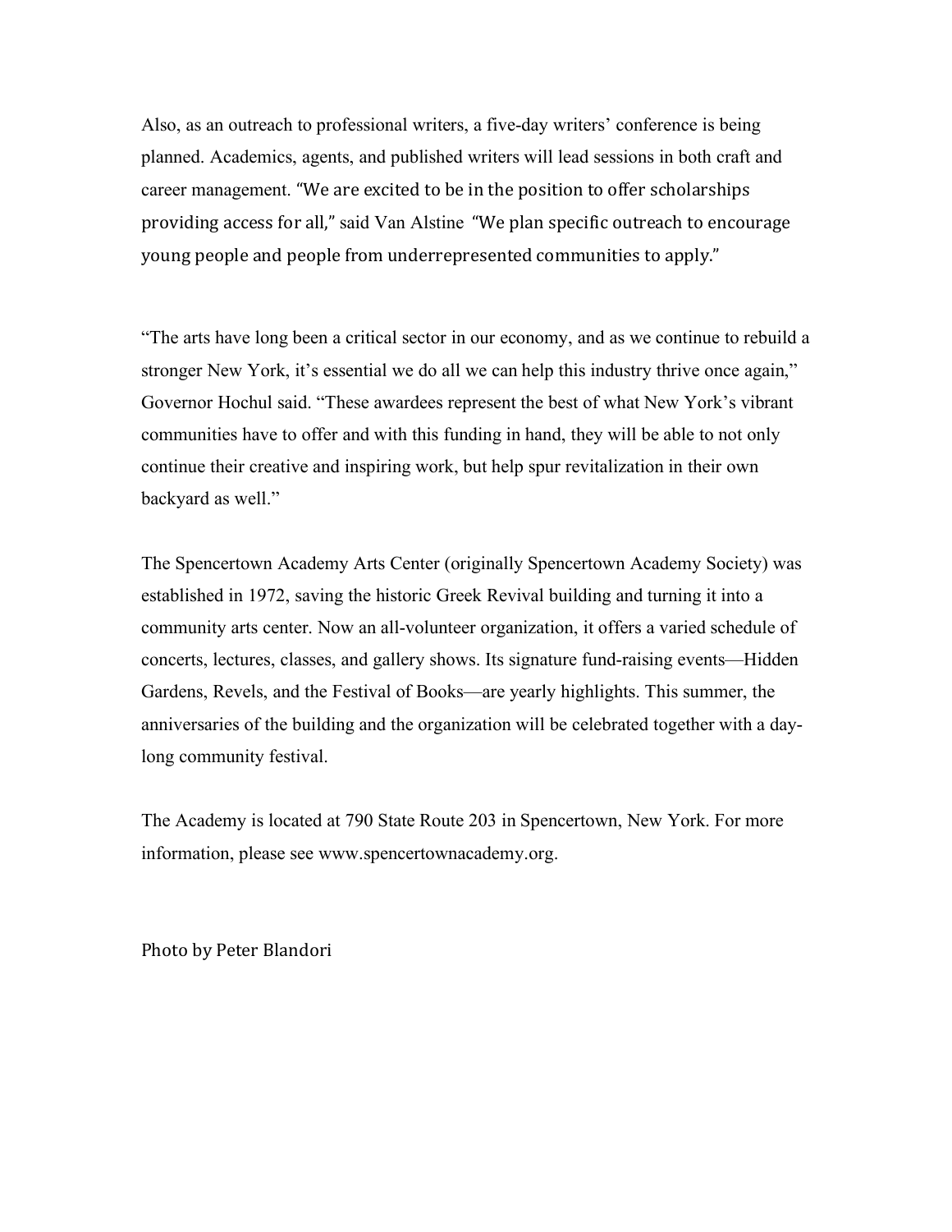Also, as an outreach to professional writers, a five-day writers' conference is being planned. Academics, agents, and published writers will lead sessions in both craft and career management. "We are excited to be in the position to offer scholarships providing access for all," said Van Alstine "We plan specific outreach to encourage young people and people from underrepresented communities to apply."

"The arts have long been a critical sector in our economy, and as we continue to rebuild a stronger New York, it's essential we do all we can help this industry thrive once again," Governor Hochul said. "These awardees represent the best of what New York's vibrant communities have to offer and with this funding in hand, they will be able to not only continue their creative and inspiring work, but help spur revitalization in their own backyard as well."

The Spencertown Academy Arts Center (originally Spencertown Academy Society) was established in 1972, saving the historic Greek Revival building and turning it into a community arts center. Now an all-volunteer organization, it offers a varied schedule of concerts, lectures, classes, and gallery shows. Its signature fund-raising events—Hidden Gardens, Revels, and the Festival of Books—are yearly highlights. This summer, the anniversaries of the building and the organization will be celebrated together with a day-long community festival.

The Academy is located at 790 State Route 203 in Spencertown, New York. For more information, please see www.spencertownacademy.org.

Photo by Peter Blandori